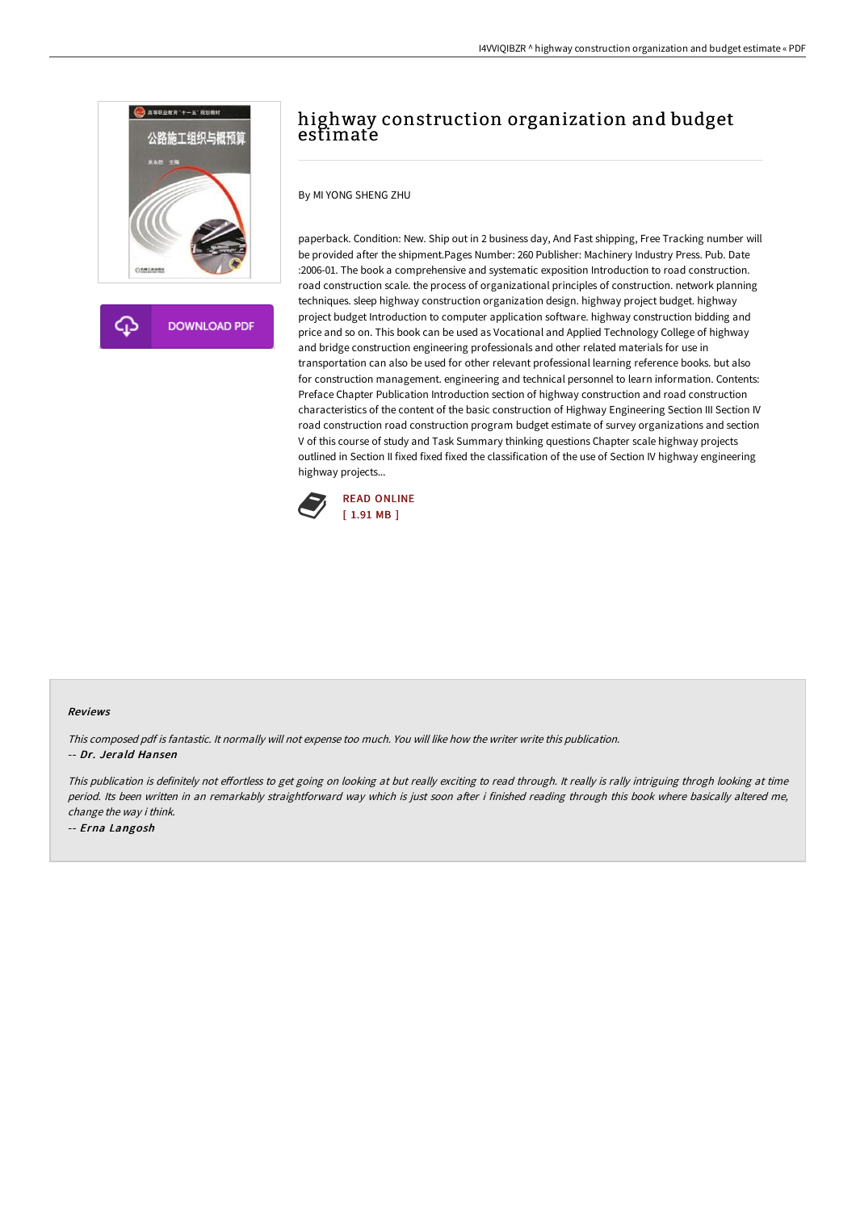# highway construction organization and budget estimate

By MI YONG SHENG ZHU

paperback. Condition: New. Ship out in 2 business day, And Fast shipping, Free Tracking number will be provided after the shipment.Pages Number: 260 Publisher: Machinery Industry Press. Pub. Date :2006-01. The book a comprehensive and systematic exposition Introduction to road construction. road construction scale. the process of organizational principles of construction. network planning techniques. sleep highway construction organization design. highway project budget. highway project budget Introduction to computer application software. highway construction bidding and price and so on. This book can be used as Vocational and Applied Technology College of highway and bridge construction engineering professionals and other related materials for use in transportation can also be used for other relevant professional learning reference books. but also for construction management. engineering and technical personnel to learn information. Contents: Preface Chapter Publication Introduction section of highway construction and road construction characteristics of the content of the basic construction of Highway Engineering Section III Section IV road construction road construction program budget estimate of survey organizations and section V of this course of study and Task Summary thinking questions Chapter scale highway projects outlined in Section II fixed fixed fixed the classification of the use of Section IV highway engineering highway projects...

DOWNLOAD PDF

READ ONLINE
[ 1.91 MB ]

#### Reviews

*This composed pdf is fantastic. It normally will not expense too much. You will like how the writer write this publication.*
-- ***Dr. Jerald Hansen***

*This publication is definitely not effortless to get going on looking at but really exciting to read through. It really is rally intriguing throgh looking at time period. Its been written in an remarkably straightforward way which is just soon after i finished reading through this book where basically altered me, change the way i think.*
-- ***Erna Langosh***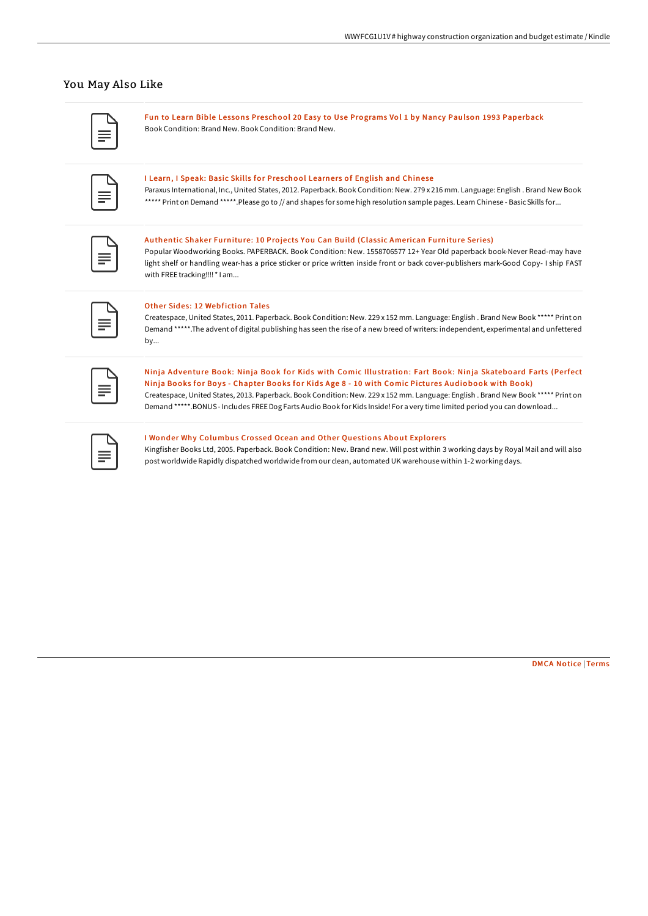## You May Also Like

**Fun to Learn Bible Lessons Preschool 20 Easy to Use Programs Vol 1 by Nancy Paulson 1993 Paperback**
Book Condition: Brand New. Book Condition: Brand New.

**I Learn, I Speak: Basic Skills for Preschool Learners of English and Chinese**
Paraxus International, Inc., United States, 2012. Paperback. Book Condition: New. 279 x 216 mm. Language: English . Brand New Book ***** Print on Demand *****.Please go to // and shapes for some high resolution sample pages. Learn Chinese - Basic Skills for...

**Authentic Shaker Furniture: 10 Projects You Can Build (Classic American Furniture Series)**
Popular Woodworking Books. PAPERBACK. Book Condition: New. 1558706577 12+ Year Old paperback book-Never Read-may have light shelf or handling wear-has a price sticker or price written inside front or back cover-publishers mark-Good Copy- I ship FAST with FREE tracking!!!! * I am...

**Other Sides: 12 Webfiction Tales**
Createspace, United States, 2011. Paperback. Book Condition: New. 229 x 152 mm. Language: English . Brand New Book ***** Print on Demand *****.The advent of digital publishing has seen the rise of a new breed of writers: independent, experimental and unfettered by...

**Ninja Adventure Book: Ninja Book for Kids with Comic Illustration: Fart Book: Ninja Skateboard Farts (Perfect Ninja Books for Boys - Chapter Books for Kids Age 8 - 10 with Comic Pictures Audiobook with Book)**
Createspace, United States, 2013. Paperback. Book Condition: New. 229 x 152 mm. Language: English . Brand New Book ***** Print on Demand *****.BONUS - Includes FREE Dog Farts Audio Book for Kids Inside! For a very time limited period you can download...

**I Wonder Why Columbus Crossed Ocean and Other Questions About Explorers**
Kingfisher Books Ltd, 2005. Paperback. Book Condition: New. Brand new. Will post within 3 working days by Royal Mail and will also post worldwide Rapidly dispatched worldwide from our clean, automated UK warehouse within 1-2 working days.